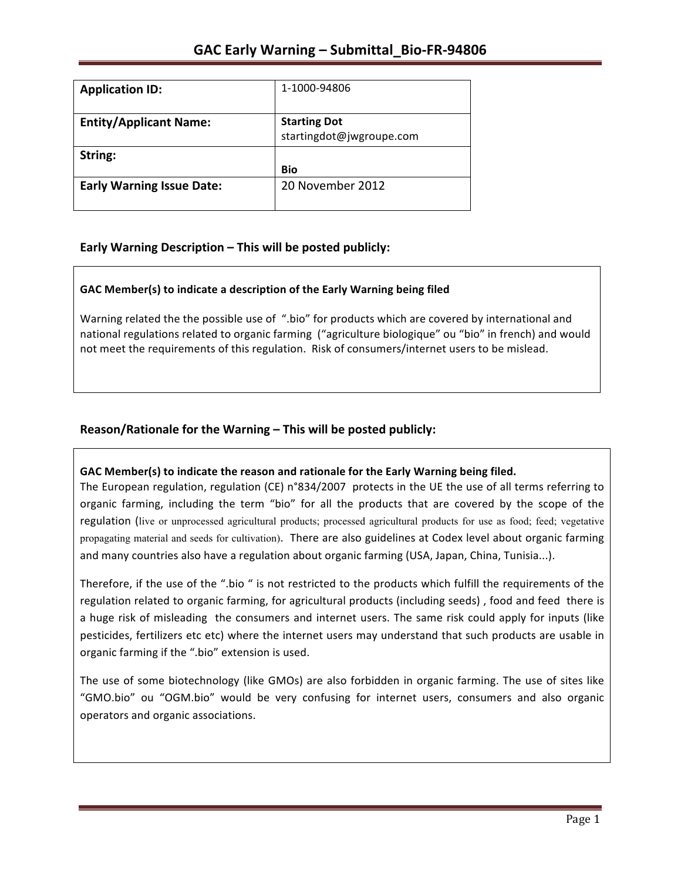# GAC Early Warning – Submittal_Bio-FR-94806

| **Application ID:** | 1-1000-94806 |
|---|---|
| **Entity/Applicant Name:** | **Starting Dot** startingdot@jwgroupe.com |
| **String:** | **Bio** |
| **Early Warning Issue Date:** | 20 November 2012 |

## Early Warning Description – This will be posted publicly:

**GAC Member(s) to indicate a description of the Early Warning being filed**

Warning related the the possible use of ".bio" for products which are covered by international and national regulations related to organic farming ("agriculture biologique" ou "bio" in french) and would not meet the requirements of this regulation. Risk of consumers/internet users to be mislead.

## Reason/Rationale for the Warning – This will be posted publicly:

**GAC Member(s) to indicate the reason and rationale for the Early Warning being filed.**

The European regulation, regulation (CE) n°834/2007 protects in the UE the use of all terms referring to organic farming, including the term "bio" for all the products that are covered by the scope of the regulation (live or unprocessed agricultural products; processed agricultural products for use as food; feed; vegetative propagating material and seeds for cultivation). There are also guidelines at Codex level about organic farming and many countries also have a regulation about organic farming (USA, Japan, China, Tunisia...).

Therefore, if the use of the ".bio " is not restricted to the products which fulfill the requirements of the regulation related to organic farming, for agricultural products (including seeds) , food and feed there is a huge risk of misleading the consumers and internet users. The same risk could apply for inputs (like pesticides, fertilizers etc etc) where the internet users may understand that such products are usable in organic farming if the ".bio" extension is used.

The use of some biotechnology (like GMOs) are also forbidden in organic farming. The use of sites like "GMO.bio" ou "OGM.bio" would be very confusing for internet users, consumers and also organic operators and organic associations.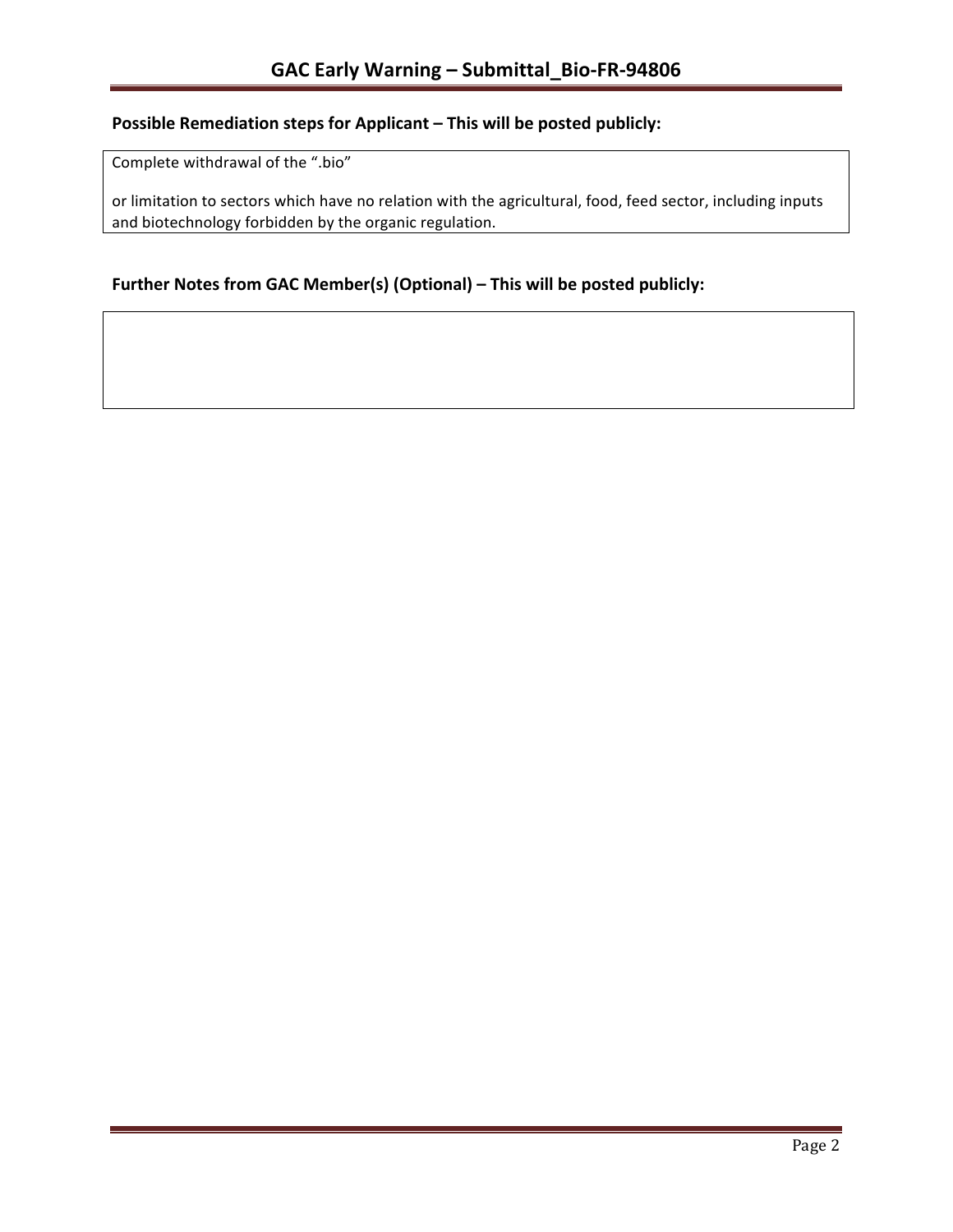**Possible Remediation steps for Applicant – This will be posted publicly:**

Complete withdrawal of the ".bio"

or limitation to sectors which have no relation with the agricultural, food, feed sector, including inputs and biotechnology forbidden by the organic regulation.

**Further Notes from GAC Member(s) (Optional) – This will be posted publicly:**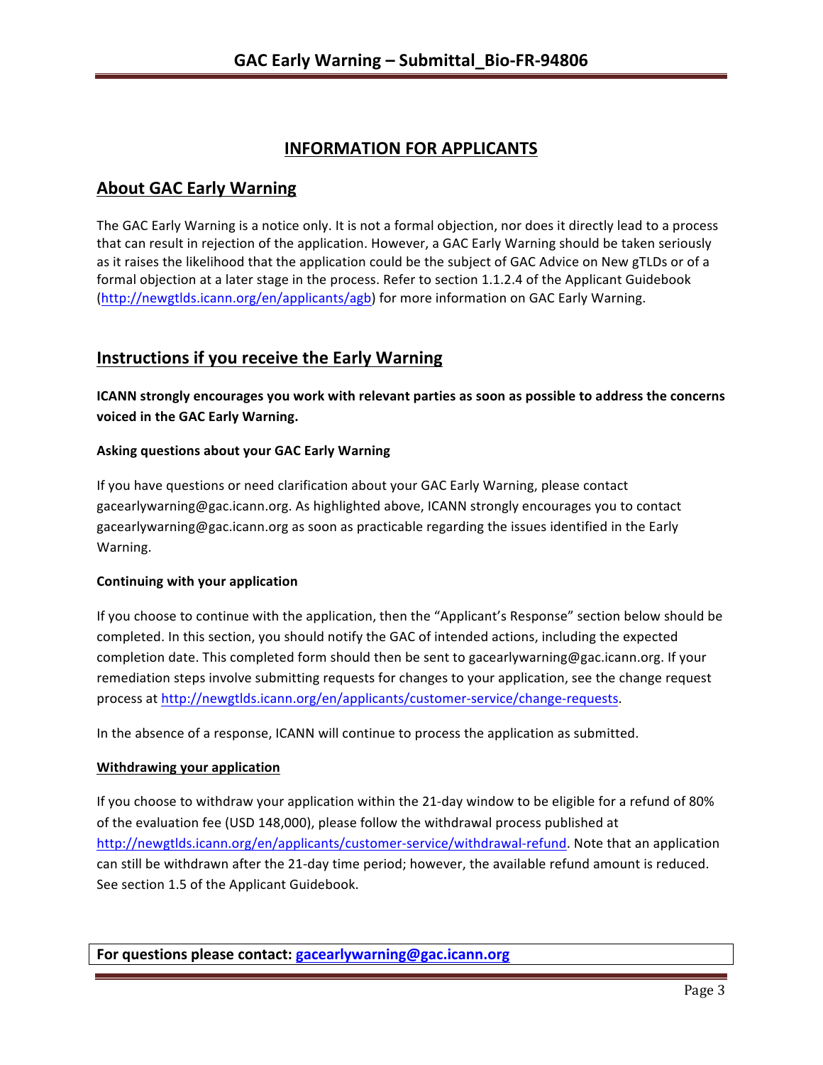## INFORMATION FOR APPLICANTS

## About GAC Early Warning

The GAC Early Warning is a notice only. It is not a formal objection, nor does it directly lead to a process that can result in rejection of the application. However, a GAC Early Warning should be taken seriously as it raises the likelihood that the application could be the subject of GAC Advice on New gTLDs or of a formal objection at a later stage in the process. Refer to section 1.1.2.4 of the Applicant Guidebook (http://newgtlds.icann.org/en/applicants/agb) for more information on GAC Early Warning.

## Instructions if you receive the Early Warning

**ICANN strongly encourages you work with relevant parties as soon as possible to address the concerns voiced in the GAC Early Warning.**

#### Asking questions about your GAC Early Warning

If you have questions or need clarification about your GAC Early Warning, please contact gacearlywarning@gac.icann.org. As highlighted above, ICANN strongly encourages you to contact gacearlywarning@gac.icann.org as soon as practicable regarding the issues identified in the Early Warning.

#### Continuing with your application

If you choose to continue with the application, then the "Applicant's Response" section below should be completed. In this section, you should notify the GAC of intended actions, including the expected completion date. This completed form should then be sent to gacearlywarning@gac.icann.org. If your remediation steps involve submitting requests for changes to your application, see the change request process at http://newgtlds.icann.org/en/applicants/customer-service/change-requests.

In the absence of a response, ICANN will continue to process the application as submitted.

#### Withdrawing your application

If you choose to withdraw your application within the 21-day window to be eligible for a refund of 80% of the evaluation fee (USD 148,000), please follow the withdrawal process published at http://newgtlds.icann.org/en/applicants/customer-service/withdrawal-refund. Note that an application can still be withdrawn after the 21-day time period; however, the available refund amount is reduced. See section 1.5 of the Applicant Guidebook.

**For questions please contact: gacearlywarning@gac.icann.org**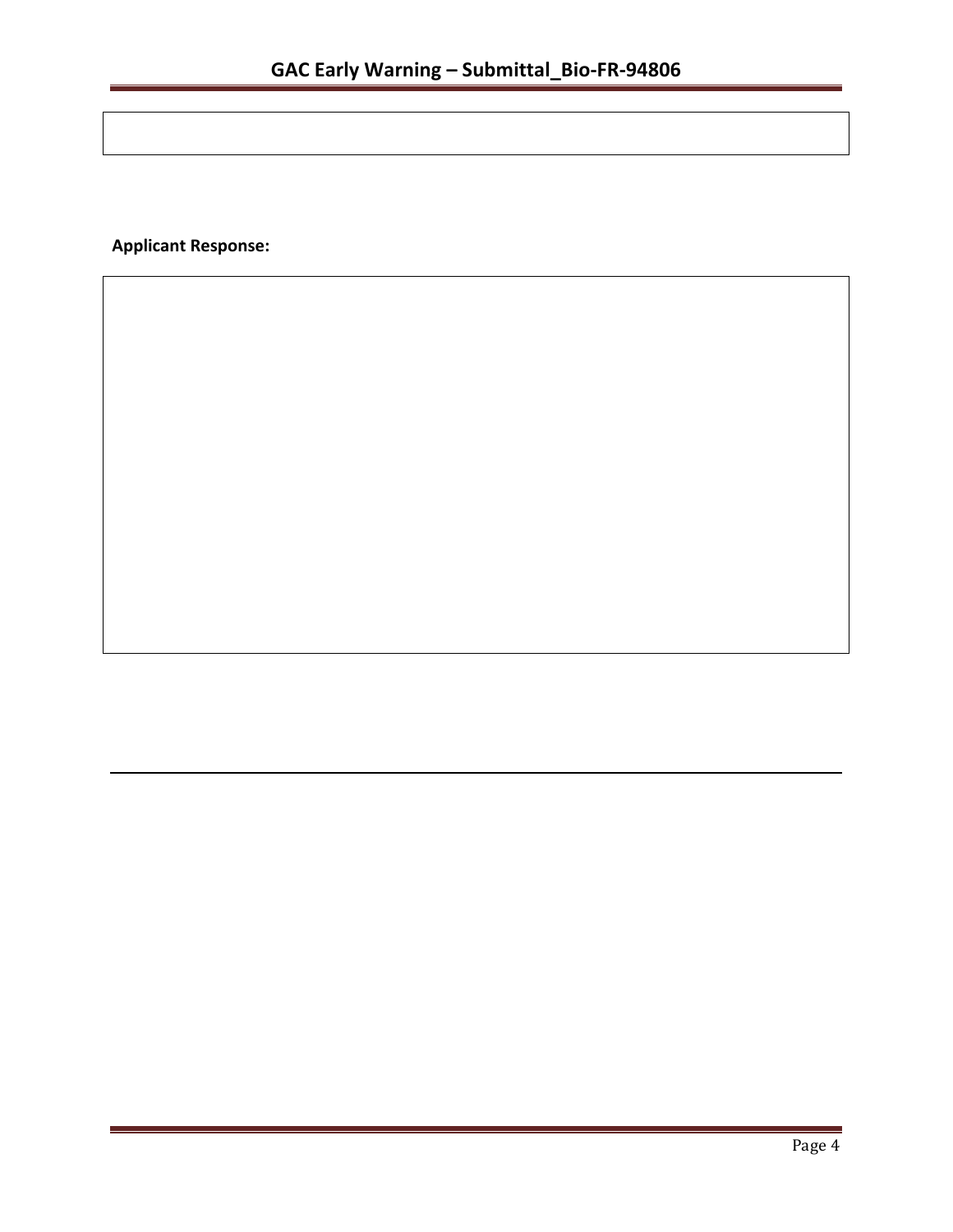**Applicant Response:**